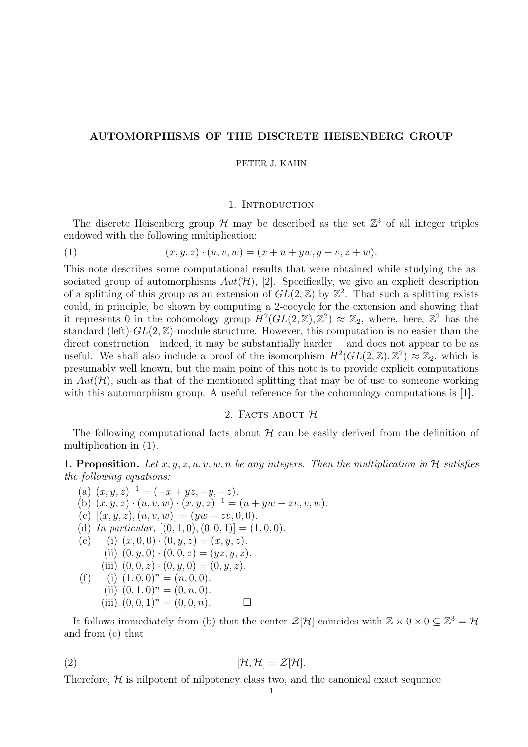# AUTOMORPHISMS OF THE DISCRETE HEISENBERG GROUP

PETER J. KAHN

## 1. Introduction

The discrete Heisenberg group $\mathcal{H}$ may be described as the set $\mathbb{Z}^3$ of all integer triples endowed with the following multiplication:

$$(x, y, z) \cdot (u, v, w) = (x + u + yw, y + v, z + w). \tag{1}$$

This note describes some computational results that were obtained while studying the associated group of automorphisms $Aut(\mathcal{H})$, [2]. Specifically, we give an explicit description of a splitting of this group as an extension of $GL(2, \mathbb{Z})$ by $\mathbb{Z}^2$. That such a splitting exists could, in principle, be shown by computing a 2-cocycle for the extension and showing that it represents 0 in the cohomology group $H^2(GL(2, \mathbb{Z}), \mathbb{Z}^2) \approx \mathbb{Z}_2$, where, here, $\mathbb{Z}^2$ has the standard (left)-$GL(2, \mathbb{Z})$-module structure. However, this computation is no easier than the direct construction—indeed, it may be substantially harder— and does not appear to be as useful. We shall also include a proof of the isomorphism $H^2(GL(2, \mathbb{Z}), \mathbb{Z}^2) \approx \mathbb{Z}_2$, which is presumably well known, but the main point of this note is to provide explicit computations in $Aut(\mathcal{H})$, such as that of the mentioned splitting that may be of use to someone working with this automorphism group. A useful reference for the cohomology computations is [1].

## 2. Facts about $\mathcal{H}$

The following computational facts about $\mathcal{H}$ can be easily derived from the definition of multiplication in (1).

1. **Proposition.** *Let $x, y, z, u, v, w, n$ be any integers. Then the multiplication in $\mathcal{H}$ satisfies the following equations:*

(a) $(x, y, z)^{-1} = (-x + yz, -y, -z)$.
(b) $(x, y, z) \cdot (u, v, w) \cdot (x, y, z)^{-1} = (u + yw - zv, v, w)$.
(c) $[(x, y, z), (u, v, w)] = (yw - zv, 0, 0)$.
(d) *In particular,* $[(0, 1, 0), (0, 0, 1)] = (1, 0, 0)$.
(e) (i) $(x, 0, 0) \cdot (0, y, z) = (x, y, z)$.
 (ii) $(0, y, 0) \cdot (0, 0, z) = (yz, y, z)$.
 (iii) $(0, 0, z) \cdot (0, y, 0) = (0, y, z)$.
(f) (i) $(1, 0, 0)^n = (n, 0, 0)$.
 (ii) $(0, 1, 0)^n = (0, n, 0)$.
 (iii) $(0, 0, 1)^n = (0, 0, n)$. □

It follows immediately from (b) that the center $\mathcal{Z}[\mathcal{H}]$ coincides with $\mathbb{Z} \times 0 \times 0 \subseteq \mathbb{Z}^3 = \mathcal{H}$ and from (c) that

$$[\mathcal{H}, \mathcal{H}] = \mathcal{Z}[\mathcal{H}]. \tag{2}$$

Therefore, $\mathcal{H}$ is nilpotent of nilpotency class two, and the canonical exact sequence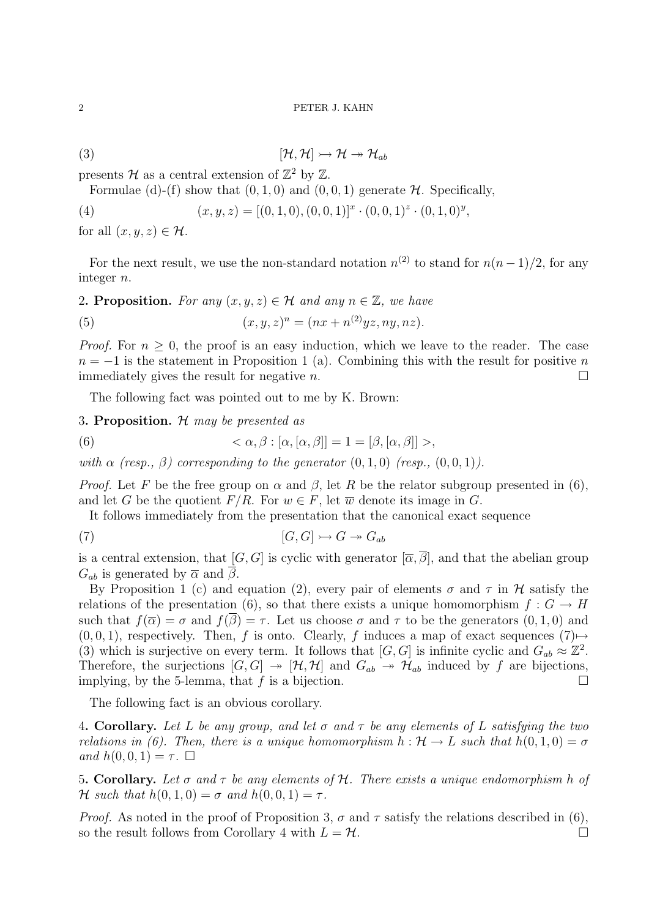$$[\mathcal{H},\mathcal{H}] \rightarrowtail \mathcal{H} \twoheadrightarrow \mathcal{H}_{ab} \tag{3}$$

presents $\mathcal{H}$ as a central extension of $\mathbb{Z}^2$ by $\mathbb{Z}$.

Formulae (d)-(f) show that $(0,1,0)$ and $(0,0,1)$ generate $\mathcal{H}$. Specifically,

$$(x,y,z) = [(0,1,0),(0,0,1)]^x \cdot (0,0,1)^z \cdot (0,1,0)^y, \tag{4}$$

for all $(x,y,z) \in \mathcal{H}$.

For the next result, we use the non-standard notation $n^{(2)}$ to stand for $n(n-1)/2$, for any integer $n$.

**2. Proposition.** *For any $(x,y,z) \in \mathcal{H}$ and any $n \in \mathbb{Z}$, we have*

$$(x,y,z)^n = (nx + n^{(2)}yz, ny, nz). \tag{5}$$

*Proof.* For $n \geq 0$, the proof is an easy induction, which we leave to the reader. The case $n = -1$ is the statement in Proposition 1 (a). Combining this with the result for positive $n$ immediately gives the result for negative $n$. $\square$

The following fact was pointed out to me by K. Brown:

**3. Proposition.** *$\mathcal{H}$ may be presented as*

$$< \alpha, \beta : [\alpha,[\alpha,\beta]] = 1 = [\beta,[\alpha,\beta]] >, \tag{6}$$

*with $\alpha$ (resp., $\beta$) corresponding to the generator $(0,1,0)$ (resp., $(0,0,1)$).*

*Proof.* Let $F$ be the free group on $\alpha$ and $\beta$, let $R$ be the relator subgroup presented in (6), and let $G$ be the quotient $F/R$. For $w \in F$, let $\overline{w}$ denote its image in $G$.

It follows immediately from the presentation that the canonical exact sequence

$$[G,G] \rightarrowtail G \twoheadrightarrow G_{ab} \tag{7}$$

is a central extension, that $[G,G]$ is cyclic with generator $[\overline{\alpha},\overline{\beta}]$, and that the abelian group $G_{ab}$ is generated by $\overline{\alpha}$ and $\overline{\beta}$.

By Proposition 1 (c) and equation (2), every pair of elements $\sigma$ and $\tau$ in $\mathcal{H}$ satisfy the relations of the presentation (6), so that there exists a unique homomorphism $f : G \to H$ such that $f(\overline{\alpha}) = \sigma$ and $f(\overline{\beta}) = \tau$. Let us choose $\sigma$ and $\tau$ to be the generators $(0,1,0)$ and $(0,0,1)$, respectively. Then, $f$ is onto. Clearly, $f$ induces a map of exact sequences (7)$\mapsto$(3) which is surjective on every term. It follows that $[G,G]$ is infinite cyclic and $G_{ab} \approx \mathbb{Z}^2$. Therefore, the surjections $[G,G] \twoheadrightarrow [\mathcal{H},\mathcal{H}]$ and $G_{ab} \twoheadrightarrow \mathcal{H}_{ab}$ induced by $f$ are bijections, implying, by the 5-lemma, that $f$ is a bijection. $\square$

The following fact is an obvious corollary.

**4. Corollary.** *Let $L$ be any group, and let $\sigma$ and $\tau$ be any elements of $L$ satisfying the two relations in (6). Then, there is a unique homomorphism $h : \mathcal{H} \to L$ such that $h(0,1,0) = \sigma$ and $h(0,0,1) = \tau$.* $\square$

**5. Corollary.** *Let $\sigma$ and $\tau$ be any elements of $\mathcal{H}$. There exists a unique endomorphism $h$ of $\mathcal{H}$ such that $h(0,1,0) = \sigma$ and $h(0,0,1) = \tau$.*

*Proof.* As noted in the proof of Proposition 3, $\sigma$ and $\tau$ satisfy the relations described in (6), so the result follows from Corollary 4 with $L = \mathcal{H}$. $\square$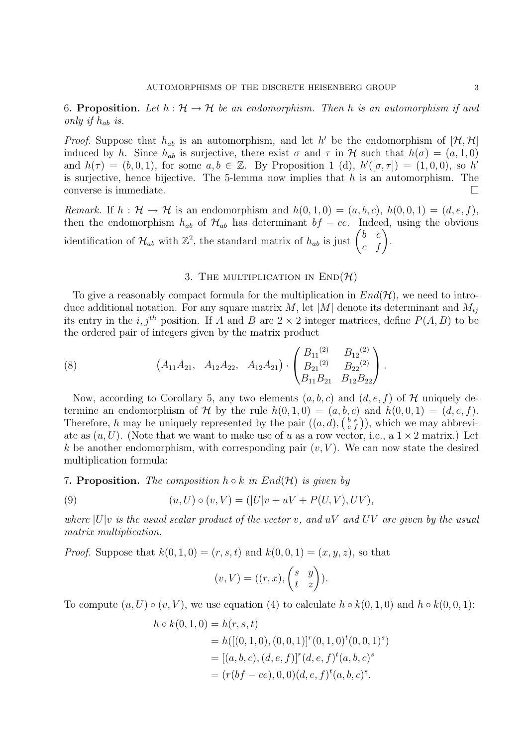**6. Proposition.** *Let $h : \mathcal{H} \to \mathcal{H}$ be an endomorphism. Then $h$ is an automorphism if and only if $h_{ab}$ is.*

*Proof.* Suppose that $h_{ab}$ is an automorphism, and let $h'$ be the endomorphism of $[\mathcal{H}, \mathcal{H}]$ induced by $h$. Since $h_{ab}$ is surjective, there exist $\sigma$ and $\tau$ in $\mathcal{H}$ such that $h(\sigma) = (a, 1, 0)$ and $h(\tau) = (b, 0, 1)$, for some $a, b \in \mathbb{Z}$. By Proposition 1 (d), $h'([\sigma, \tau]) = (1, 0, 0)$, so $h'$ is surjective, hence bijective. The 5-lemma now implies that $h$ is an automorphism. The converse is immediate. $\square$

*Remark.* If $h : \mathcal{H} \to \mathcal{H}$ is an endomorphism and $h(0, 1, 0) = (a, b, c)$, $h(0, 0, 1) = (d, e, f)$, then the endomorphism $h_{ab}$ of $\mathcal{H}_{ab}$ has determinant $bf - ce$. Indeed, using the obvious identification of $\mathcal{H}_{ab}$ with $\mathbb{Z}^2$, the standard matrix of $h_{ab}$ is just $\begin{pmatrix} b & e \\ c & f \end{pmatrix}$.

## 3. The multiplication in $\mathrm{End}(\mathcal{H})$

To give a reasonably compact formula for the multiplication in $End(\mathcal{H})$, we need to introduce additional notation. For any square matrix $M$, let $|M|$ denote its determinant and $M_{ij}$ its entry in the $i, j^{th}$ position. If $A$ and $B$ are $2 \times 2$ integer matrices, define $P(A, B)$ to be the ordered pair of integers given by the matrix product

$$(8) \qquad \begin{pmatrix} A_{11}A_{21}, & A_{12}A_{22}, & A_{12}A_{21} \end{pmatrix} \cdot \begin{pmatrix} {B_{11}}^{(2)} & {B_{12}}^{(2)} \\ {B_{21}}^{(2)} & {B_{22}}^{(2)} \\ B_{11}B_{21} & B_{12}B_{22} \end{pmatrix}.$$

Now, according to Corollary 5, any two elements $(a, b, c)$ and $(d, e, f)$ of $\mathcal{H}$ uniquely determine an endomorphism of $\mathcal{H}$ by the rule $h(0, 1, 0) = (a, b, c)$ and $h(0, 0, 1) = (d, e, f)$. Therefore, $h$ may be uniquely represented by the pair $((a, d), \left(\begin{smallmatrix} b & e \\ c & f \end{smallmatrix}\right))$, which we may abbreviate as $(u, U)$. (Note that we want to make use of $u$ as a row vector, i.e., a $1 \times 2$ matrix.) Let $k$ be another endomorphism, with corresponding pair $(v, V)$. We can now state the desired multiplication formula:

**7. Proposition.** *The composition $h \circ k$ in $End(\mathcal{H})$ is given by*

$$(9) \qquad (u, U) \circ (v, V) = (|U|v + uV + P(U, V), UV),$$

*where $|U|v$ is the usual scalar product of the vector $v$, and $uV$ and $UV$ are given by the usual matrix multiplication.*

*Proof.* Suppose that $k(0, 1, 0) = (r, s, t)$ and $k(0, 0, 1) = (x, y, z)$, so that

$$(v, V) = ((r, x), \begin{pmatrix} s & y \\ t & z \end{pmatrix}).$$

To compute $(u, U) \circ (v, V)$, we use equation (4) to calculate $h \circ k(0, 1, 0)$ and $h \circ k(0, 0, 1)$:

$$\begin{aligned} h \circ k(0, 1, 0) &= h(r, s, t) \\ &= h([(0, 1, 0), (0, 0, 1)]^r (0, 1, 0)^t (0, 0, 1)^s) \\ &= [(a, b, c), (d, e, f)]^r (d, e, f)^t (a, b, c)^s \\ &= (r(bf - ce), 0, 0)(d, e, f)^t (a, b, c)^s. \end{aligned}$$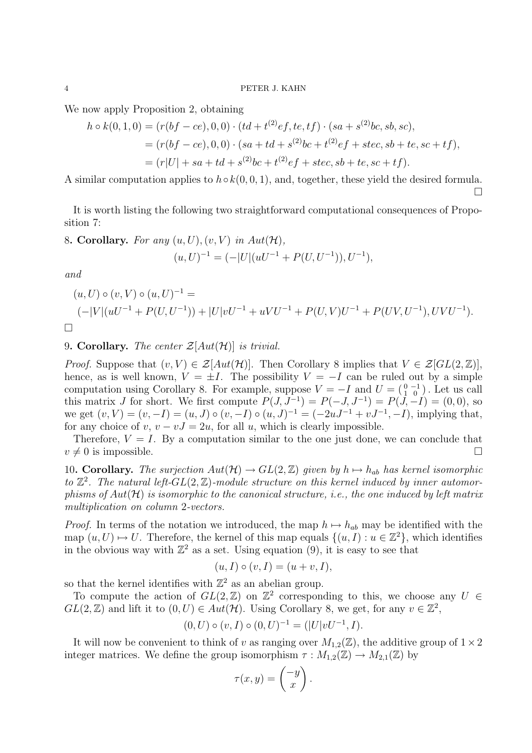We now apply Proposition 2, obtaining

$$
\begin{aligned}
h \circ k(0,1,0) &= (r(bf-ce),0,0)\cdot(td+t^{(2)}ef, te, tf)\cdot(sa+s^{(2)}bc, sb, sc),\\
&= (r(bf-ce),0,0)\cdot(sa+td+s^{(2)}bc+t^{(2)}ef+stec, sb+te, sc+tf),\\
&= (r|U|+sa+td+s^{(2)}bc+t^{(2)}ef+stec, sb+te, sc+tf).
\end{aligned}
$$

A similar computation applies to $h\circ k(0,0,1)$, and, together, these yield the desired formula. □

It is worth listing the following two straightforward computational consequences of Proposition 7:

8**. Corollary.** *For any $(u,U),(v,V)$ in $Aut(\mathcal{H})$,*

$$(u,U)^{-1} = (-|U|(uU^{-1}+P(U,U^{-1})), U^{-1}),$$

*and*

$$
\begin{aligned}
&(u,U)\circ(v,V)\circ(u,U)^{-1} = \\
&(-|V|(uU^{-1}+P(U,U^{-1})) + |U|vU^{-1} + uVU^{-1} + P(U,V)U^{-1} + P(UV,U^{-1}), UVU^{-1}).
\end{aligned}
$$

□

9**. Corollary.** *The center $\mathcal{Z}[Aut(\mathcal{H})]$ is trivial.*

*Proof.* Suppose that $(v,V)\in\mathcal{Z}[Aut(\mathcal{H})]$. Then Corollary 8 implies that $V\in\mathcal{Z}[GL(2,\mathbb{Z})]$, hence, as is well known, $V=\pm I$. The possibility $V=-I$ can be ruled out by a simple computation using Corollary 8. For example, suppose $V=-I$ and $U=\left(\begin{smallmatrix}0&-1\\1&0\end{smallmatrix}\right)$. Let us call this matrix $J$ for short. We first compute $P(J,J^{-1})=P(-J,J^{-1})=P(J,-I)=(0,0)$, so we get $(v,V)=(v,-I)=(u,J)\circ(v,-I)\circ(u,J)^{-1}=(-2uJ^{-1}+vJ^{-1},-I)$, implying that, for any choice of $v$, $v-vJ=2u$, for all $u$, which is clearly impossible.

Therefore, $V=I$. By a computation similar to the one just done, we can conclude that $v\neq 0$ is impossible. □

10**. Corollary.** *The surjection $Aut(\mathcal{H})\to GL(2,\mathbb{Z})$ given by $h\mapsto h_{ab}$ has kernel isomorphic to $\mathbb{Z}^2$. The natural left-$GL(2,\mathbb{Z})$-module structure on this kernel induced by inner automorphisms of $Aut(\mathcal{H})$ is isomorphic to the canonical structure, i.e., the one induced by left matrix multiplication on column 2-vectors.*

*Proof.* In terms of the notation we introduced, the map $h\mapsto h_{ab}$ may be identified with the map $(u,U)\mapsto U$. Therefore, the kernel of this map equals $\{(u,I): u\in\mathbb{Z}^2\}$, which identifies in the obvious way with $\mathbb{Z}^2$ as a set. Using equation (9), it is easy to see that

$$(u,I)\circ(v,I) = (u+v,I),$$

so that the kernel identifies with $\mathbb{Z}^2$ as an abelian group.

To compute the action of $GL(2,\mathbb{Z})$ on $\mathbb{Z}^2$ corresponding to this, we choose any $U\in GL(2,\mathbb{Z})$ and lift it to $(0,U)\in Aut(\mathcal{H})$. Using Corollary 8, we get, for any $v\in\mathbb{Z}^2$,

$$(0,U)\circ(v,I)\circ(0,U)^{-1} = (|U|vU^{-1}, I).$$

It will now be convenient to think of $v$ as ranging over $M_{1,2}(\mathbb{Z})$, the additive group of $1\times 2$ integer matrices. We define the group isomorphism $\tau: M_{1,2}(\mathbb{Z})\to M_{2,1}(\mathbb{Z})$ by

$$\tau(x,y) = \begin{pmatrix}-y\\ x\end{pmatrix}.$$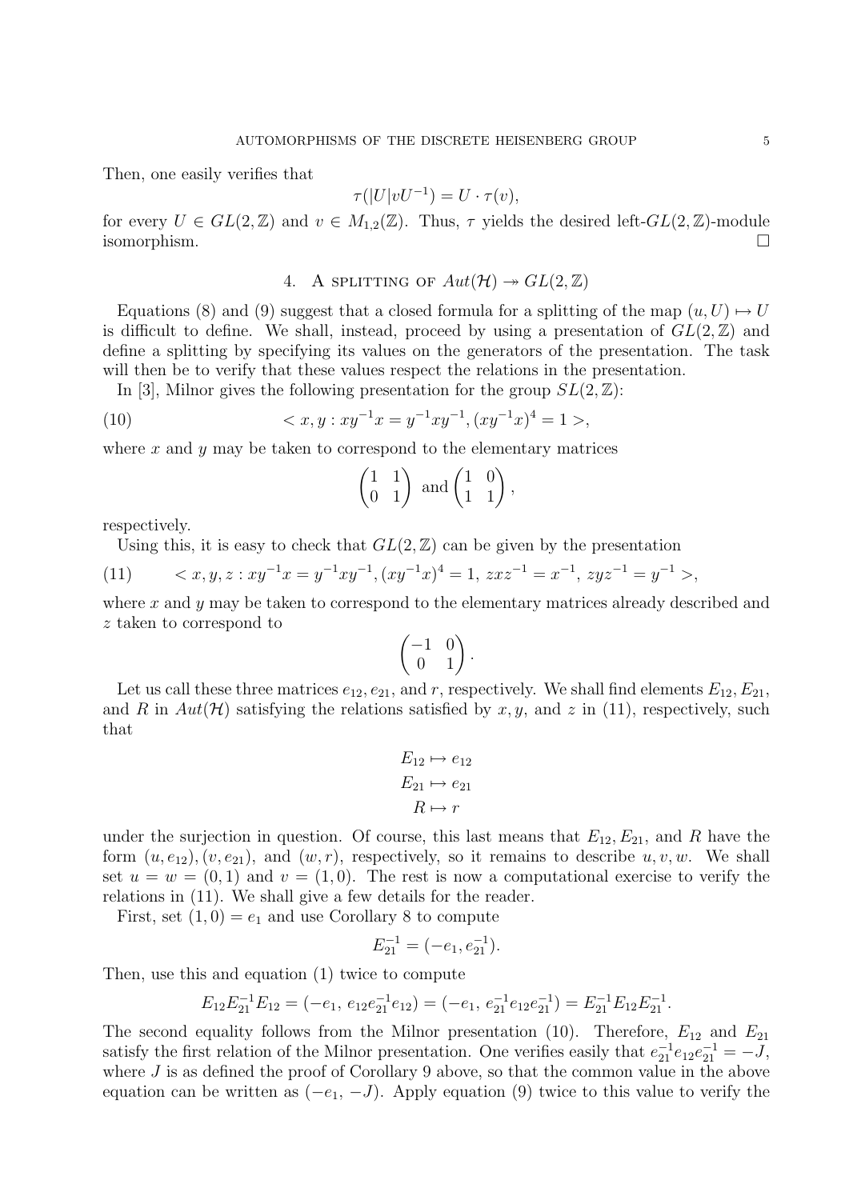Then, one easily verifies that

$$\tau(|U|vU^{-1}) = U \cdot \tau(v),$$

for every $U \in GL(2,\mathbb{Z})$ and $v \in M_{1,2}(\mathbb{Z})$. Thus, $\tau$ yields the desired left-$GL(2,\mathbb{Z})$-module isomorphism. $\square$

## 4. A splitting of $Aut(\mathcal{H}) \twoheadrightarrow GL(2,\mathbb{Z})$

Equations (8) and (9) suggest that a closed formula for a splitting of the map $(u, U) \mapsto U$ is difficult to define. We shall, instead, proceed by using a presentation of $GL(2,\mathbb{Z})$ and define a splitting by specifying its values on the generators of the presentation. The task will then be to verify that these values respect the relations in the presentation.

In [3], Milnor gives the following presentation for the group $SL(2,\mathbb{Z})$:

$$< x, y : xy^{-1}x = y^{-1}xy^{-1}, (xy^{-1}x)^4 = 1 >, \tag{10}$$

where $x$ and $y$ may be taken to correspond to the elementary matrices

$$\begin{pmatrix} 1 & 1 \\ 0 & 1 \end{pmatrix} \text{ and } \begin{pmatrix} 1 & 0 \\ 1 & 1 \end{pmatrix},$$

respectively.

Using this, it is easy to check that $GL(2,\mathbb{Z})$ can be given by the presentation

$$< x, y, z : xy^{-1}x = y^{-1}xy^{-1}, (xy^{-1}x)^4 = 1,\ zxz^{-1} = x^{-1},\ zyz^{-1} = y^{-1} >, \tag{11}$$

where $x$ and $y$ may be taken to correspond to the elementary matrices already described and $z$ taken to correspond to

$$\begin{pmatrix} -1 & 0 \\ 0 & 1 \end{pmatrix}.$$

Let us call these three matrices $e_{12}, e_{21}$, and $r$, respectively. We shall find elements $E_{12}, E_{21}$, and $R$ in $Aut(\mathcal{H})$ satisfying the relations satisfied by $x, y$, and $z$ in (11), respectively, such that

$$E_{12} \mapsto e_{12}$$
$$E_{21} \mapsto e_{21}$$
$$R \mapsto r$$

under the surjection in question. Of course, this last means that $E_{12}, E_{21}$, and $R$ have the form $(u, e_{12}), (v, e_{21})$, and $(w, r)$, respectively, so it remains to describe $u, v, w$. We shall set $u = w = (0, 1)$ and $v = (1, 0)$. The rest is now a computational exercise to verify the relations in (11). We shall give a few details for the reader.

First, set $(1, 0) = e_1$ and use Corollary 8 to compute

$$E_{21}^{-1} = (-e_1, e_{21}^{-1}).$$

Then, use this and equation (1) twice to compute

$$E_{12}E_{21}^{-1}E_{12} = (-e_1,\ e_{12}e_{21}^{-1}e_{12}) = (-e_1,\ e_{21}^{-1}e_{12}e_{21}^{-1}) = E_{21}^{-1}E_{12}E_{21}^{-1}.$$

The second equality follows from the Milnor presentation (10). Therefore, $E_{12}$ and $E_{21}$ satisfy the first relation of the Milnor presentation. One verifies easily that $e_{21}^{-1}e_{12}e_{21}^{-1} = -J$, where $J$ is as defined the proof of Corollary 9 above, so that the common value in the above equation can be written as $(-e_1, -J)$. Apply equation (9) twice to this value to verify the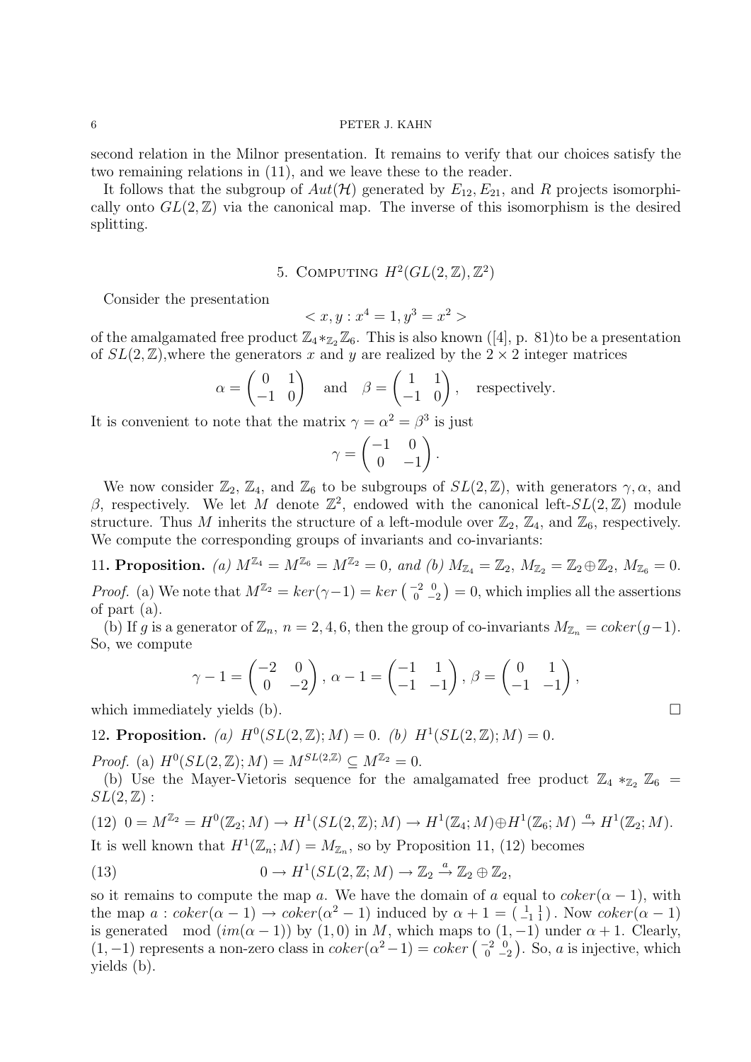second relation in the Milnor presentation. It remains to verify that our choices satisfy the two remaining relations in (11), and we leave these to the reader.

It follows that the subgroup of $Aut(\mathcal{H})$ generated by $E_{12}, E_{21}$, and $R$ projects isomorphically onto $GL(2,\mathbb{Z})$ via the canonical map. The inverse of this isomorphism is the desired splitting.

## 5. Computing $H^2(GL(2,\mathbb{Z}),\mathbb{Z}^2)$

Consider the presentation

$$< x, y : x^4 = 1, y^3 = x^2 >$$

of the amalgamated free product $\mathbb{Z}_4 *_{\mathbb{Z}_2} \mathbb{Z}_6$. This is also known ([4], p. 81)to be a presentation of $SL(2,\mathbb{Z})$,where the generators $x$ and $y$ are realized by the $2\times 2$ integer matrices

$$\alpha = \begin{pmatrix} 0 & 1 \\ -1 & 0 \end{pmatrix} \quad \text{and} \quad \beta = \begin{pmatrix} 1 & 1 \\ -1 & 0 \end{pmatrix}, \quad \text{respectively.}$$

It is convenient to note that the matrix $\gamma = \alpha^2 = \beta^3$ is just

$$\gamma = \begin{pmatrix} -1 & 0 \\ 0 & -1 \end{pmatrix}.$$

We now consider $\mathbb{Z}_2$, $\mathbb{Z}_4$, and $\mathbb{Z}_6$ to be subgroups of $SL(2,\mathbb{Z})$, with generators $\gamma, \alpha$, and $\beta$, respectively. We let $M$ denote $\mathbb{Z}^2$, endowed with the canonical left-$SL(2,\mathbb{Z})$ module structure. Thus $M$ inherits the structure of a left-module over $\mathbb{Z}_2$, $\mathbb{Z}_4$, and $\mathbb{Z}_6$, respectively. We compute the corresponding groups of invariants and co-invariants:

**11. Proposition.** *(a)* $M^{\mathbb{Z}_4} = M^{\mathbb{Z}_6} = M^{\mathbb{Z}_2} = 0$*, and (b)* $M_{\mathbb{Z}_4} = \mathbb{Z}_2$, $M_{\mathbb{Z}_2} = \mathbb{Z}_2 \oplus \mathbb{Z}_2$, $M_{\mathbb{Z}_6} = 0$.

*Proof.* (a) We note that $M^{\mathbb{Z}_2} = ker(\gamma - 1) = ker \begin{pmatrix} -2 & 0 \\ 0 & -2 \end{pmatrix} = 0$, which implies all the assertions of part (a).

(b) If $g$ is a generator of $\mathbb{Z}_n$, $n = 2,4,6$, then the group of co-invariants $M_{\mathbb{Z}_n} = coker(g-1)$. So, we compute

$$\gamma - 1 = \begin{pmatrix} -2 & 0 \\ 0 & -2 \end{pmatrix}, \; \alpha - 1 = \begin{pmatrix} -1 & 1 \\ -1 & -1 \end{pmatrix}, \; \beta = \begin{pmatrix} 0 & 1 \\ -1 & -1 \end{pmatrix},$$

which immediately yields (b). □

**12. Proposition.** *(a)* $H^0(SL(2,\mathbb{Z}); M) = 0$*. (b)* $H^1(SL(2,\mathbb{Z}); M) = 0$.

*Proof.* (a) $H^0(SL(2,\mathbb{Z}); M) = M^{SL(2,\mathbb{Z})} \subseteq M^{\mathbb{Z}_2} = 0$.

(b) Use the Mayer-Vietoris sequence for the amalgamated free product $\mathbb{Z}_4 *_{\mathbb{Z}_2} \mathbb{Z}_6 = SL(2,\mathbb{Z})$ :

$$(12)\quad 0 = M^{\mathbb{Z}_2} = H^0(\mathbb{Z}_2; M) \to H^1(SL(2,\mathbb{Z}); M) \to H^1(\mathbb{Z}_4; M) \oplus H^1(\mathbb{Z}_6; M) \xrightarrow{a} H^1(\mathbb{Z}_2; M).$$

It is well known that $H^1(\mathbb{Z}_n; M) = M_{\mathbb{Z}_n}$, so by Proposition 11, (12) becomes

$$(13) \qquad 0 \to H^1(SL(2,\mathbb{Z}; M) \to \mathbb{Z}_2 \xrightarrow{a} \mathbb{Z}_2 \oplus \mathbb{Z}_2,$$

so it remains to compute the map $a$. We have the domain of $a$ equal to $coker(\alpha - 1)$, with the map $a : coker(\alpha - 1) \to coker(\alpha^2 - 1)$ induced by $\alpha + 1 = \begin{pmatrix} 1 & 1 \\ -1 & 1 \end{pmatrix}$. Now $coker(\alpha - 1)$ is generated mod $(im(\alpha - 1))$ by $(1,0)$ in $M$, which maps to $(1,-1)$ under $\alpha + 1$. Clearly, $(1,-1)$ represents a non-zero class in $coker(\alpha^2 - 1) = coker \begin{pmatrix} -2 & 0 \\ 0 & -2 \end{pmatrix}$. So, $a$ is injective, which yields (b).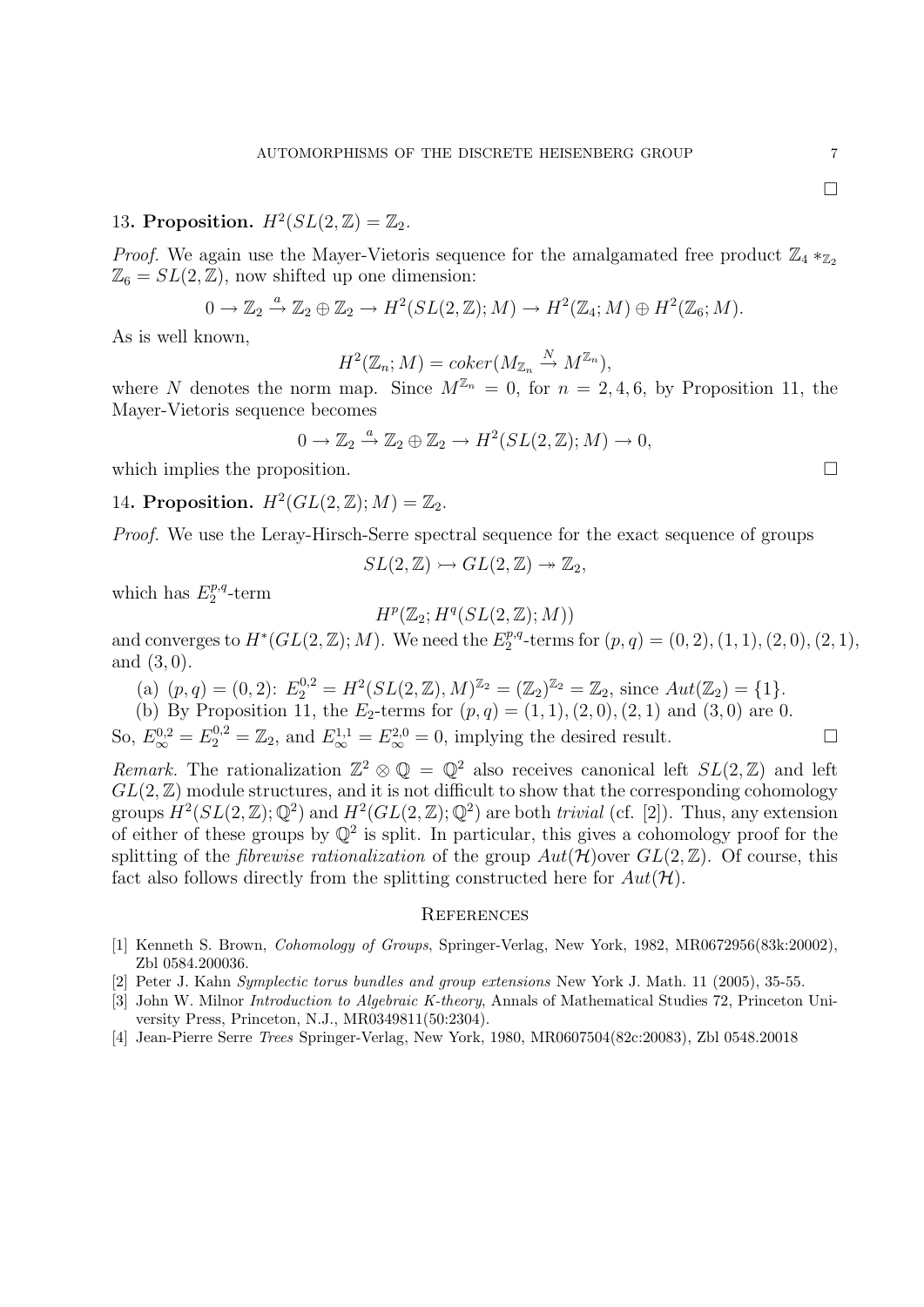□

13. **Proposition.** $H^2(SL(2,\mathbb{Z}) = \mathbb{Z}_2$.

*Proof.* We again use the Mayer-Vietoris sequence for the amalgamated free product $\mathbb{Z}_4 *_{\mathbb{Z}_2} \mathbb{Z}_6 = SL(2,\mathbb{Z})$, now shifted up one dimension:

$$0 \to \mathbb{Z}_2 \xrightarrow{a} \mathbb{Z}_2 \oplus \mathbb{Z}_2 \to H^2(SL(2,\mathbb{Z}); M) \to H^2(\mathbb{Z}_4; M) \oplus H^2(\mathbb{Z}_6; M).$$

As is well known,

$$H^2(\mathbb{Z}_n; M) = coker(M_{\mathbb{Z}_n} \xrightarrow{N} M^{\mathbb{Z}_n}),$$

where $N$ denotes the norm map. Since $M^{\mathbb{Z}_n} = 0$, for $n = 2, 4, 6$, by Proposition 11, the Mayer-Vietoris sequence becomes

$$0 \to \mathbb{Z}_2 \xrightarrow{a} \mathbb{Z}_2 \oplus \mathbb{Z}_2 \to H^2(SL(2,\mathbb{Z}); M) \to 0,$$

which implies the proposition. □

14. **Proposition.** $H^2(GL(2,\mathbb{Z}); M) = \mathbb{Z}_2$.

*Proof.* We use the Leray-Hirsch-Serre spectral sequence for the exact sequence of groups

$$SL(2,\mathbb{Z}) \rightarrowtail GL(2,\mathbb{Z}) \twoheadrightarrow \mathbb{Z}_2,$$

which has $E_2^{p,q}$-term

$$H^p(\mathbb{Z}_2; H^q(SL(2,\mathbb{Z}); M))$$

and converges to $H^*(GL(2,\mathbb{Z}); M)$. We need the $E_2^{p,q}$-terms for $(p,q) = (0,2), (1,1), (2,0), (2,1)$, and $(3,0)$.

(a) $(p,q) = (0,2)$: $E_2^{0,2} = H^2(SL(2,\mathbb{Z}), M)^{\mathbb{Z}_2} = (\mathbb{Z}_2)^{\mathbb{Z}_2} = \mathbb{Z}_2$, since $Aut(\mathbb{Z}_2) = \{1\}$.

(b) By Proposition 11, the $E_2$-terms for $(p,q) = (1,1), (2,0), (2,1)$ and $(3,0)$ are 0.

So, $E_\infty^{0,2} = E_2^{0,2} = \mathbb{Z}_2$, and $E_\infty^{1,1} = E_\infty^{2,0} = 0$, implying the desired result. □

*Remark.* The rationalization $\mathbb{Z}^2 \otimes \mathbb{Q} = \mathbb{Q}^2$ also receives canonical left $SL(2,\mathbb{Z})$ and left $GL(2,\mathbb{Z})$ module structures, and it is not difficult to show that the corresponding cohomology groups $H^2(SL(2,\mathbb{Z}); \mathbb{Q}^2)$ and $H^2(GL(2,\mathbb{Z}); \mathbb{Q}^2)$ are both *trivial* (cf. [2]). Thus, any extension of either of these groups by $\mathbb{Q}^2$ is split. In particular, this gives a cohomology proof for the splitting of the *fibrewise rationalization* of the group $Aut(\mathcal{H})$over $GL(2,\mathbb{Z})$. Of course, this fact also follows directly from the splitting constructed here for $Aut(\mathcal{H})$.

## References

[1] Kenneth S. Brown, *Cohomology of Groups*, Springer-Verlag, New York, 1982, MR0672956(83k:20002), Zbl 0584.200036.

[2] Peter J. Kahn *Symplectic torus bundles and group extensions* New York J. Math. 11 (2005), 35-55.

[3] John W. Milnor *Introduction to Algebraic K-theory*, Annals of Mathematical Studies 72, Princeton University Press, Princeton, N.J., MR0349811(50:2304).

[4] Jean-Pierre Serre *Trees* Springer-Verlag, New York, 1980, MR0607504(82c:20083), Zbl 0548.20018